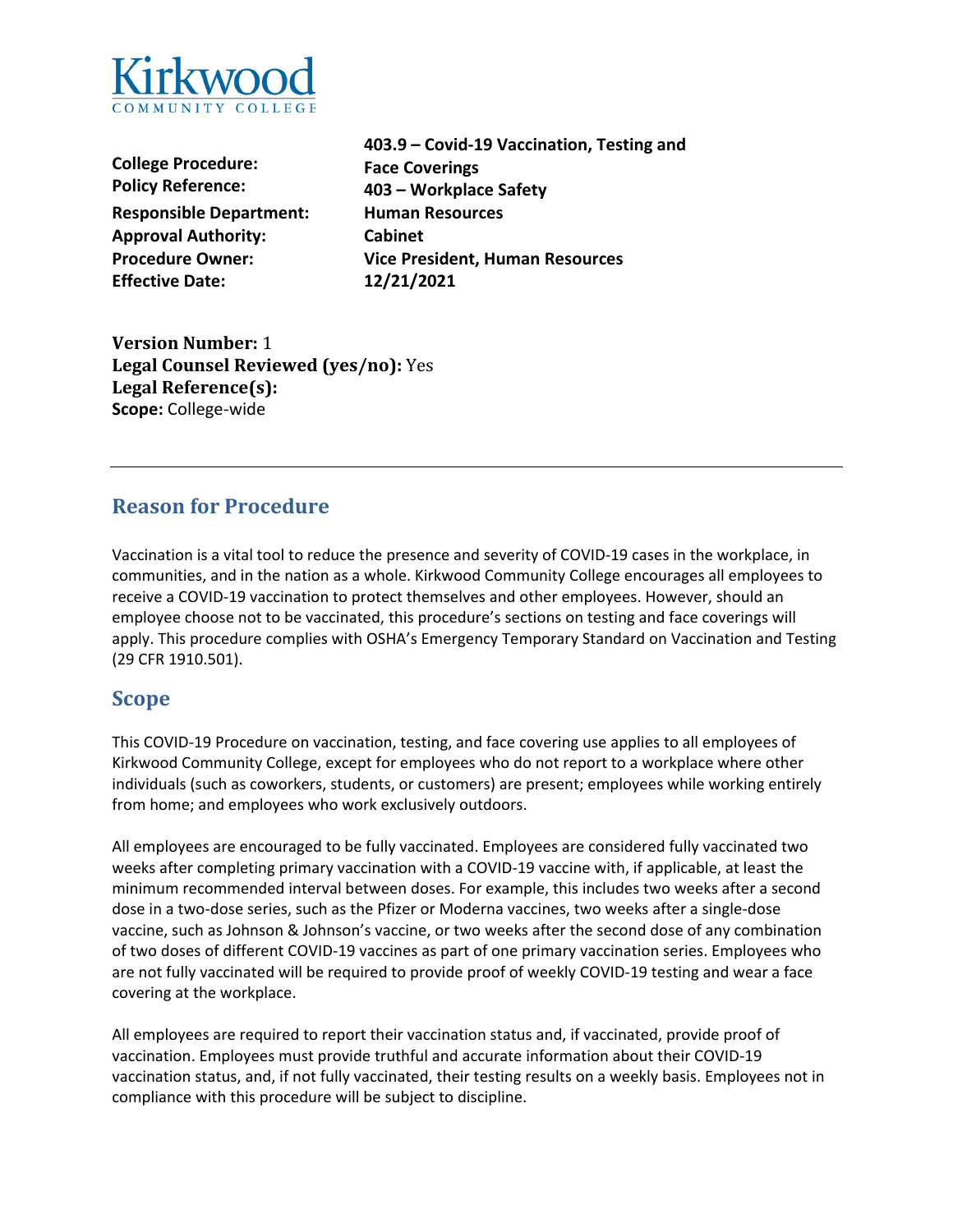Kirkwood
COMMUNITY COLLEGE

**College Procedure:** **403.9 – Covid-19 Vaccination, Testing and Face Coverings**
**Policy Reference:** **403 – Workplace Safety**
**Responsible Department:** **Human Resources**
**Approval Authority:** **Cabinet**
**Procedure Owner:** **Vice President, Human Resources**
**Effective Date:** **12/21/2021**

**Version Number:** 1
**Legal Counsel Reviewed (yes/no):** Yes
**Legal Reference(s):**
**Scope:** College-wide

---

## Reason for Procedure

Vaccination is a vital tool to reduce the presence and severity of COVID-19 cases in the workplace, in communities, and in the nation as a whole. Kirkwood Community College encourages all employees to receive a COVID-19 vaccination to protect themselves and other employees. However, should an employee choose not to be vaccinated, this procedure's sections on testing and face coverings will apply. This procedure complies with OSHA's Emergency Temporary Standard on Vaccination and Testing (29 CFR 1910.501).

## Scope

This COVID-19 Procedure on vaccination, testing, and face covering use applies to all employees of Kirkwood Community College, except for employees who do not report to a workplace where other individuals (such as coworkers, students, or customers) are present; employees while working entirely from home; and employees who work exclusively outdoors.

All employees are encouraged to be fully vaccinated. Employees are considered fully vaccinated two weeks after completing primary vaccination with a COVID-19 vaccine with, if applicable, at least the minimum recommended interval between doses. For example, this includes two weeks after a second dose in a two-dose series, such as the Pfizer or Moderna vaccines, two weeks after a single-dose vaccine, such as Johnson & Johnson's vaccine, or two weeks after the second dose of any combination of two doses of different COVID-19 vaccines as part of one primary vaccination series. Employees who are not fully vaccinated will be required to provide proof of weekly COVID-19 testing and wear a face covering at the workplace.

All employees are required to report their vaccination status and, if vaccinated, provide proof of vaccination. Employees must provide truthful and accurate information about their COVID-19 vaccination status, and, if not fully vaccinated, their testing results on a weekly basis. Employees not in compliance with this procedure will be subject to discipline.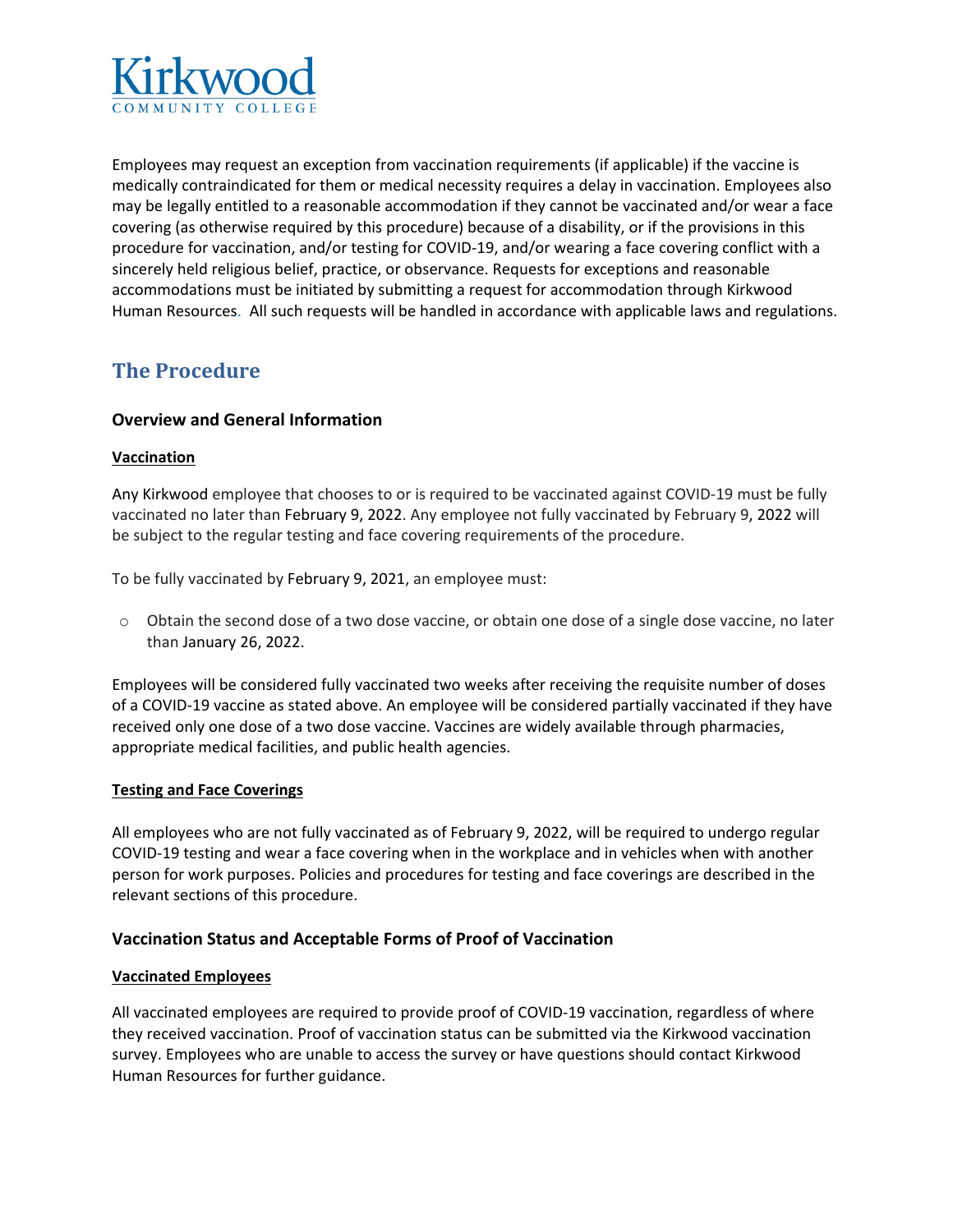Employees may request an exception from vaccination requirements (if applicable) if the vaccine is medically contraindicated for them or medical necessity requires a delay in vaccination. Employees also may be legally entitled to a reasonable accommodation if they cannot be vaccinated and/or wear a face covering (as otherwise required by this procedure) because of a disability, or if the provisions in this procedure for vaccination, and/or testing for COVID-19, and/or wearing a face covering conflict with a sincerely held religious belief, practice, or observance. Requests for exceptions and reasonable accommodations must be initiated by submitting a request for accommodation through Kirkwood Human Resources. All such requests will be handled in accordance with applicable laws and regulations.

## The Procedure

### Overview and General Information

**Vaccination**

Any Kirkwood employee that chooses to or is required to be vaccinated against COVID-19 must be fully vaccinated no later than February 9, 2022. Any employee not fully vaccinated by February 9, 2022 will be subject to the regular testing and face covering requirements of the procedure.

To be fully vaccinated by February 9, 2021, an employee must:

- Obtain the second dose of a two dose vaccine, or obtain one dose of a single dose vaccine, no later than January 26, 2022.

Employees will be considered fully vaccinated two weeks after receiving the requisite number of doses of a COVID-19 vaccine as stated above. An employee will be considered partially vaccinated if they have received only one dose of a two dose vaccine. Vaccines are widely available through pharmacies, appropriate medical facilities, and public health agencies.

**Testing and Face Coverings**

All employees who are not fully vaccinated as of February 9, 2022, will be required to undergo regular COVID-19 testing and wear a face covering when in the workplace and in vehicles when with another person for work purposes. Policies and procedures for testing and face coverings are described in the relevant sections of this procedure.

### Vaccination Status and Acceptable Forms of Proof of Vaccination

**Vaccinated Employees**

All vaccinated employees are required to provide proof of COVID-19 vaccination, regardless of where they received vaccination. Proof of vaccination status can be submitted via the Kirkwood vaccination survey. Employees who are unable to access the survey or have questions should contact Kirkwood Human Resources for further guidance.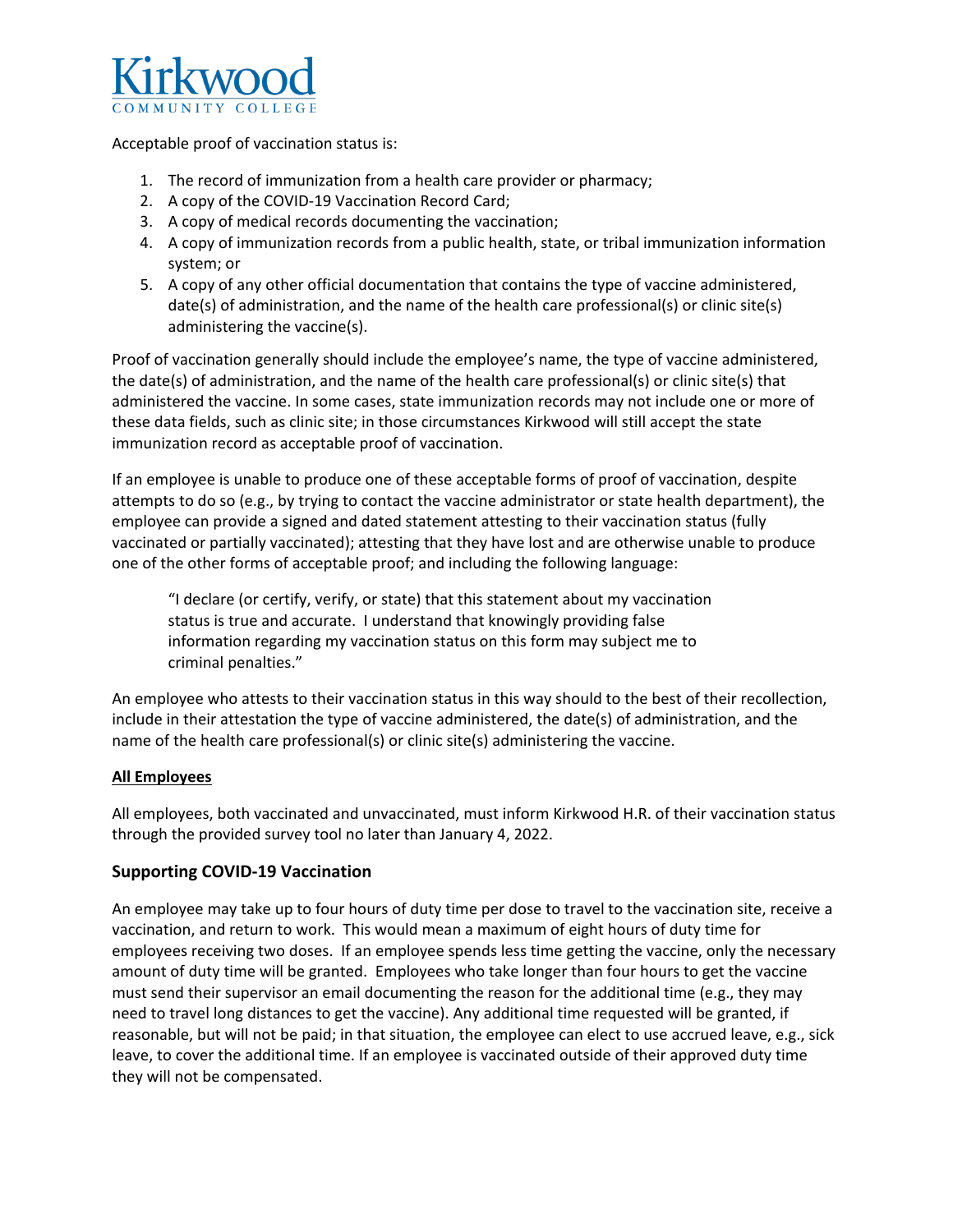Acceptable proof of vaccination status is:

1. The record of immunization from a health care provider or pharmacy;
2. A copy of the COVID-19 Vaccination Record Card;
3. A copy of medical records documenting the vaccination;
4. A copy of immunization records from a public health, state, or tribal immunization information system; or
5. A copy of any other official documentation that contains the type of vaccine administered, date(s) of administration, and the name of the health care professional(s) or clinic site(s) administering the vaccine(s).

Proof of vaccination generally should include the employee's name, the type of vaccine administered, the date(s) of administration, and the name of the health care professional(s) or clinic site(s) that administered the vaccine. In some cases, state immunization records may not include one or more of these data fields, such as clinic site; in those circumstances Kirkwood will still accept the state immunization record as acceptable proof of vaccination.

If an employee is unable to produce one of these acceptable forms of proof of vaccination, despite attempts to do so (e.g., by trying to contact the vaccine administrator or state health department), the employee can provide a signed and dated statement attesting to their vaccination status (fully vaccinated or partially vaccinated); attesting that they have lost and are otherwise unable to produce one of the other forms of acceptable proof; and including the following language:

> "I declare (or certify, verify, or state) that this statement about my vaccination status is true and accurate. I understand that knowingly providing false information regarding my vaccination status on this form may subject me to criminal penalties."

An employee who attests to their vaccination status in this way should to the best of their recollection, include in their attestation the type of vaccine administered, the date(s) of administration, and the name of the health care professional(s) or clinic site(s) administering the vaccine.

**All Employees**

All employees, both vaccinated and unvaccinated, must inform Kirkwood H.R. of their vaccination status through the provided survey tool no later than January 4, 2022.

## Supporting COVID-19 Vaccination

An employee may take up to four hours of duty time per dose to travel to the vaccination site, receive a vaccination, and return to work. This would mean a maximum of eight hours of duty time for employees receiving two doses. If an employee spends less time getting the vaccine, only the necessary amount of duty time will be granted. Employees who take longer than four hours to get the vaccine must send their supervisor an email documenting the reason for the additional time (e.g., they may need to travel long distances to get the vaccine). Any additional time requested will be granted, if reasonable, but will not be paid; in that situation, the employee can elect to use accrued leave, e.g., sick leave, to cover the additional time. If an employee is vaccinated outside of their approved duty time they will not be compensated.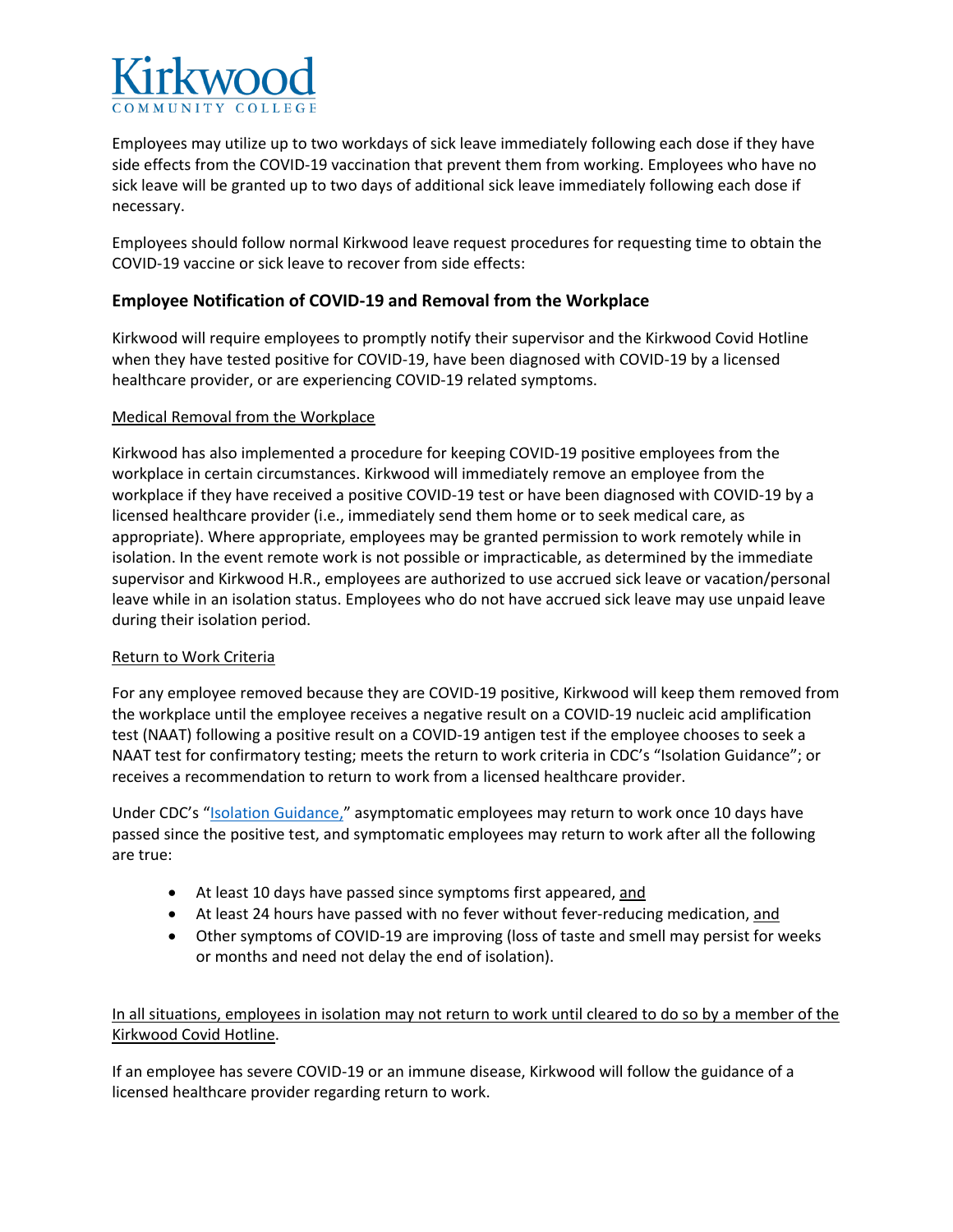Employees may utilize up to two workdays of sick leave immediately following each dose if they have side effects from the COVID-19 vaccination that prevent them from working. Employees who have no sick leave will be granted up to two days of additional sick leave immediately following each dose if necessary.

Employees should follow normal Kirkwood leave request procedures for requesting time to obtain the COVID-19 vaccine or sick leave to recover from side effects:

### Employee Notification of COVID-19 and Removal from the Workplace

Kirkwood will require employees to promptly notify their supervisor and the Kirkwood Covid Hotline when they have tested positive for COVID-19, have been diagnosed with COVID-19 by a licensed healthcare provider, or are experiencing COVID-19 related symptoms.

<u>Medical Removal from the Workplace</u>

Kirkwood has also implemented a procedure for keeping COVID-19 positive employees from the workplace in certain circumstances. Kirkwood will immediately remove an employee from the workplace if they have received a positive COVID-19 test or have been diagnosed with COVID-19 by a licensed healthcare provider (i.e., immediately send them home or to seek medical care, as appropriate). Where appropriate, employees may be granted permission to work remotely while in isolation. In the event remote work is not possible or impracticable, as determined by the immediate supervisor and Kirkwood H.R., employees are authorized to use accrued sick leave or vacation/personal leave while in an isolation status. Employees who do not have accrued sick leave may use unpaid leave during their isolation period.

<u>Return to Work Criteria</u>

For any employee removed because they are COVID-19 positive, Kirkwood will keep them removed from the workplace until the employee receives a negative result on a COVID-19 nucleic acid amplification test (NAAT) following a positive result on a COVID-19 antigen test if the employee chooses to seek a NAAT test for confirmatory testing; meets the return to work criteria in CDC's "Isolation Guidance"; or receives a recommendation to return to work from a licensed healthcare provider.

Under CDC's "Isolation Guidance," asymptomatic employees may return to work once 10 days have passed since the positive test, and symptomatic employees may return to work after all the following are true:

- At least 10 days have passed since symptoms first appeared, <u>and</u>
- At least 24 hours have passed with no fever without fever-reducing medication, <u>and</u>
- Other symptoms of COVID-19 are improving (loss of taste and smell may persist for weeks or months and need not delay the end of isolation).

<u>In all situations, employees in isolation may not return to work until cleared to do so by a member of the Kirkwood Covid Hotline</u>.

If an employee has severe COVID-19 or an immune disease, Kirkwood will follow the guidance of a licensed healthcare provider regarding return to work.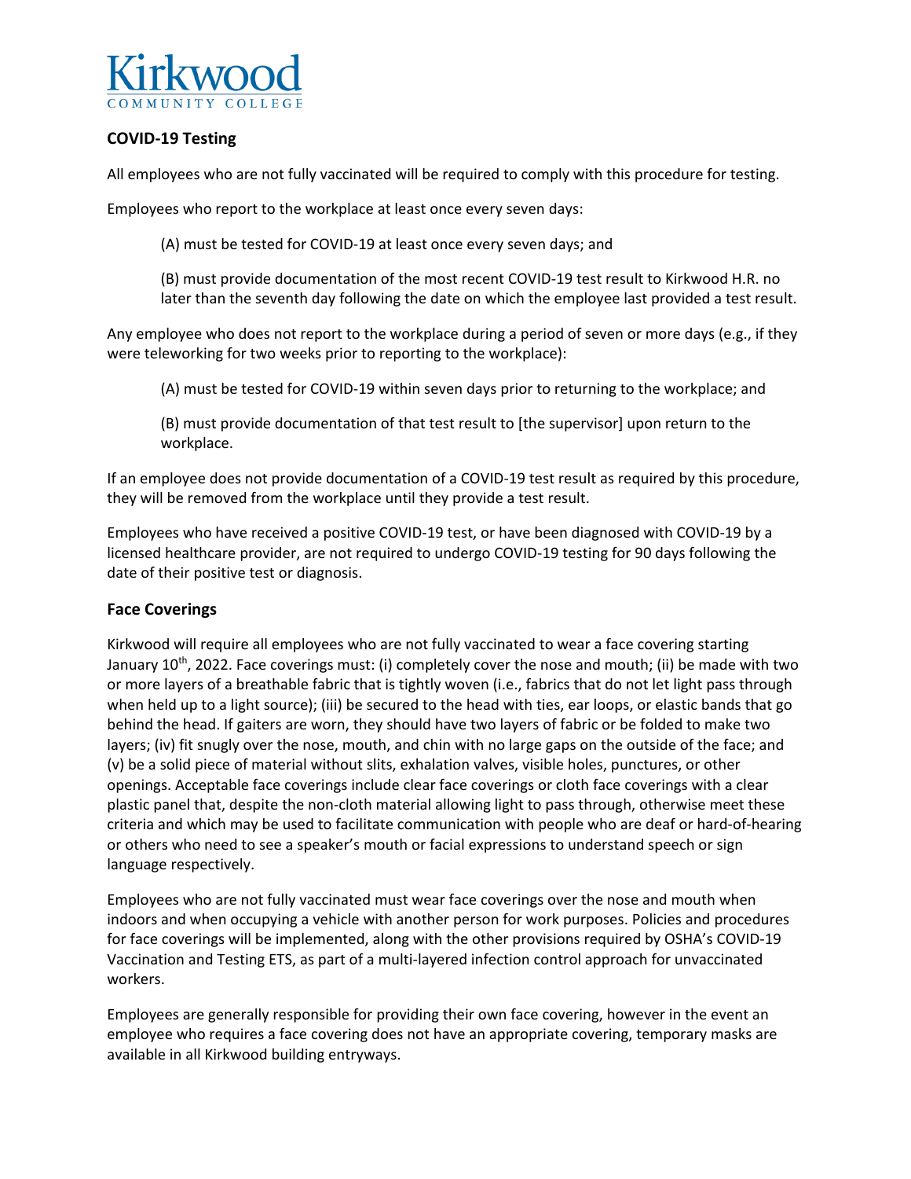## COVID-19 Testing

All employees who are not fully vaccinated will be required to comply with this procedure for testing.

Employees who report to the workplace at least once every seven days:

> (A) must be tested for COVID-19 at least once every seven days; and
>
> (B) must provide documentation of the most recent COVID-19 test result to Kirkwood H.R. no later than the seventh day following the date on which the employee last provided a test result.

Any employee who does not report to the workplace during a period of seven or more days (e.g., if they were teleworking for two weeks prior to reporting to the workplace):

> (A) must be tested for COVID-19 within seven days prior to returning to the workplace; and
>
> (B) must provide documentation of that test result to [the supervisor] upon return to the workplace.

If an employee does not provide documentation of a COVID-19 test result as required by this procedure, they will be removed from the workplace until they provide a test result.

Employees who have received a positive COVID-19 test, or have been diagnosed with COVID-19 by a licensed healthcare provider, are not required to undergo COVID-19 testing for 90 days following the date of their positive test or diagnosis.

## Face Coverings

Kirkwood will require all employees who are not fully vaccinated to wear a face covering starting January 10th, 2022. Face coverings must: (i) completely cover the nose and mouth; (ii) be made with two or more layers of a breathable fabric that is tightly woven (i.e., fabrics that do not let light pass through when held up to a light source); (iii) be secured to the head with ties, ear loops, or elastic bands that go behind the head. If gaiters are worn, they should have two layers of fabric or be folded to make two layers; (iv) fit snugly over the nose, mouth, and chin with no large gaps on the outside of the face; and (v) be a solid piece of material without slits, exhalation valves, visible holes, punctures, or other openings. Acceptable face coverings include clear face coverings or cloth face coverings with a clear plastic panel that, despite the non-cloth material allowing light to pass through, otherwise meet these criteria and which may be used to facilitate communication with people who are deaf or hard-of-hearing or others who need to see a speaker's mouth or facial expressions to understand speech or sign language respectively.

Employees who are not fully vaccinated must wear face coverings over the nose and mouth when indoors and when occupying a vehicle with another person for work purposes. Policies and procedures for face coverings will be implemented, along with the other provisions required by OSHA's COVID-19 Vaccination and Testing ETS, as part of a multi-layered infection control approach for unvaccinated workers.

Employees are generally responsible for providing their own face covering, however in the event an employee who requires a face covering does not have an appropriate covering, temporary masks are available in all Kirkwood building entryways.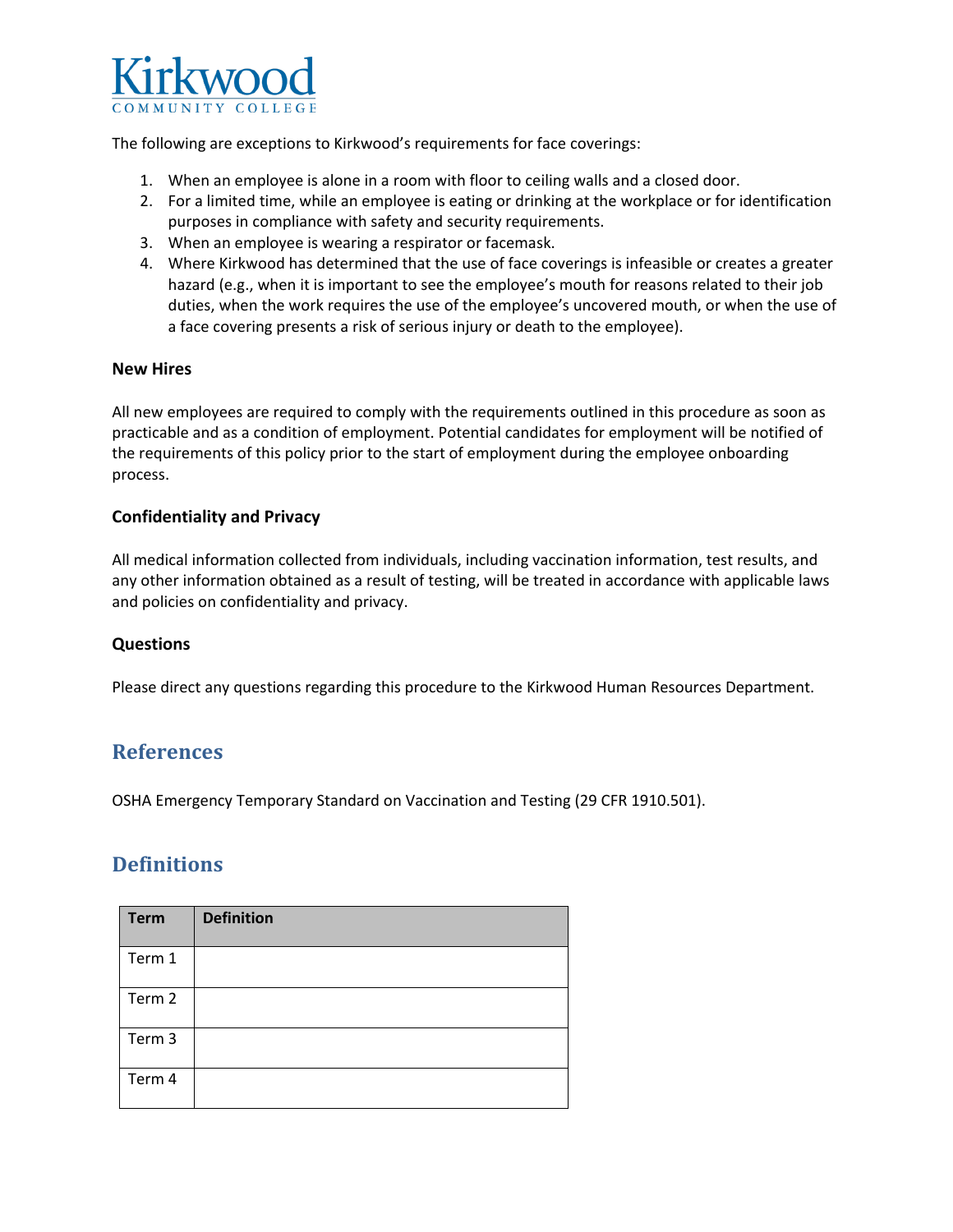Kirkwood
COMMUNITY COLLEGE

The following are exceptions to Kirkwood's requirements for face coverings:

1. When an employee is alone in a room with floor to ceiling walls and a closed door.
2. For a limited time, while an employee is eating or drinking at the workplace or for identification purposes in compliance with safety and security requirements.
3. When an employee is wearing a respirator or facemask.
4. Where Kirkwood has determined that the use of face coverings is infeasible or creates a greater hazard (e.g., when it is important to see the employee's mouth for reasons related to their job duties, when the work requires the use of the employee's uncovered mouth, or when the use of a face covering presents a risk of serious injury or death to the employee).

**New Hires**

All new employees are required to comply with the requirements outlined in this procedure as soon as practicable and as a condition of employment. Potential candidates for employment will be notified of the requirements of this policy prior to the start of employment during the employee onboarding process.

**Confidentiality and Privacy**

All medical information collected from individuals, including vaccination information, test results, and any other information obtained as a result of testing, will be treated in accordance with applicable laws and policies on confidentiality and privacy.

**Questions**

Please direct any questions regarding this procedure to the Kirkwood Human Resources Department.

## References

OSHA Emergency Temporary Standard on Vaccination and Testing (29 CFR 1910.501).

## Definitions

| Term | Definition |
|---|---|
| Term 1 | |
| Term 2 | |
| Term 3 | |
| Term 4 | |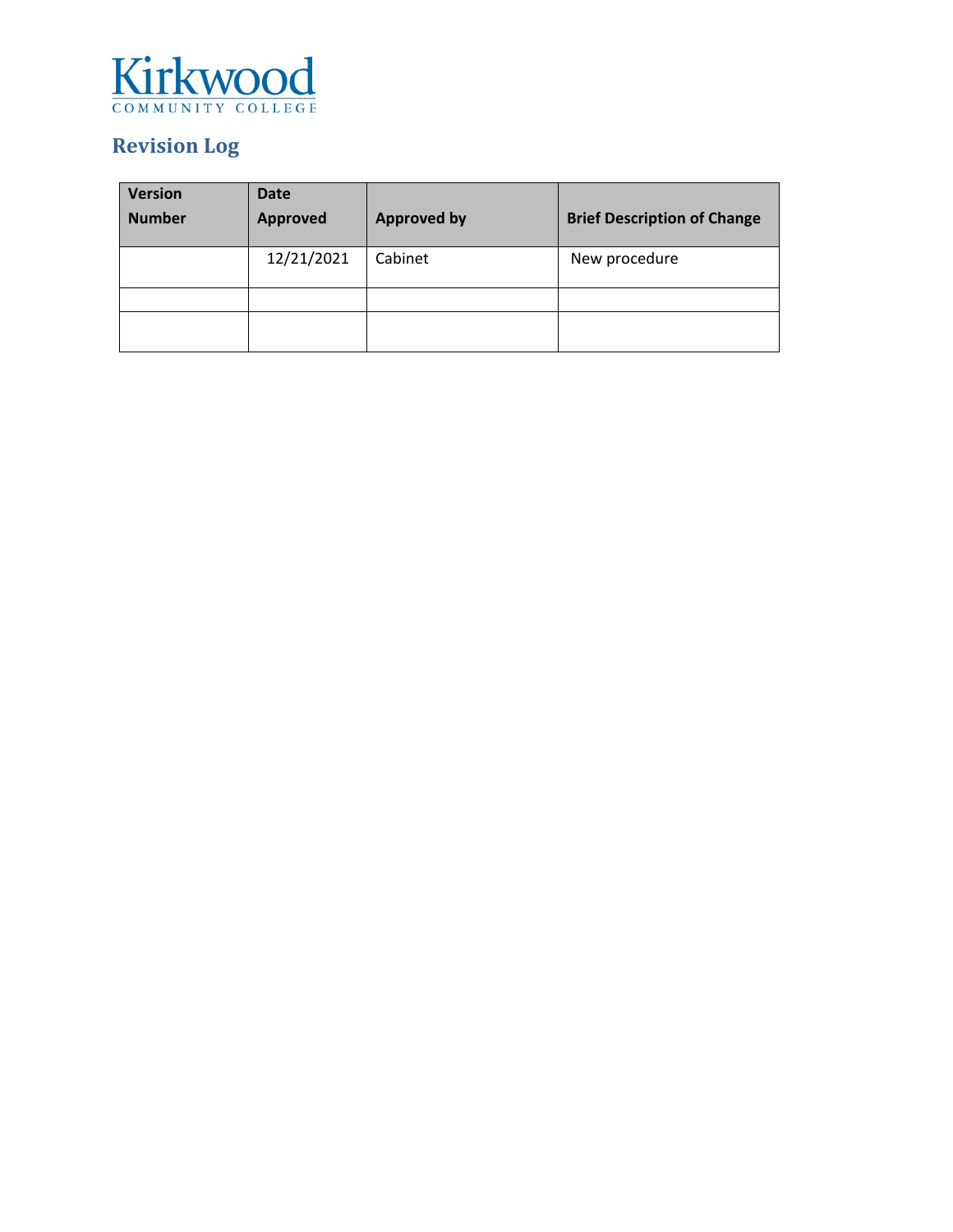Kirkwood
COMMUNITY COLLEGE

## Revision Log

| Version Number | Date Approved | Approved by | Brief Description of Change |
|---|---|---|---|
| | 12/21/2021 | Cabinet | New procedure |
| | | | |
| | | | |